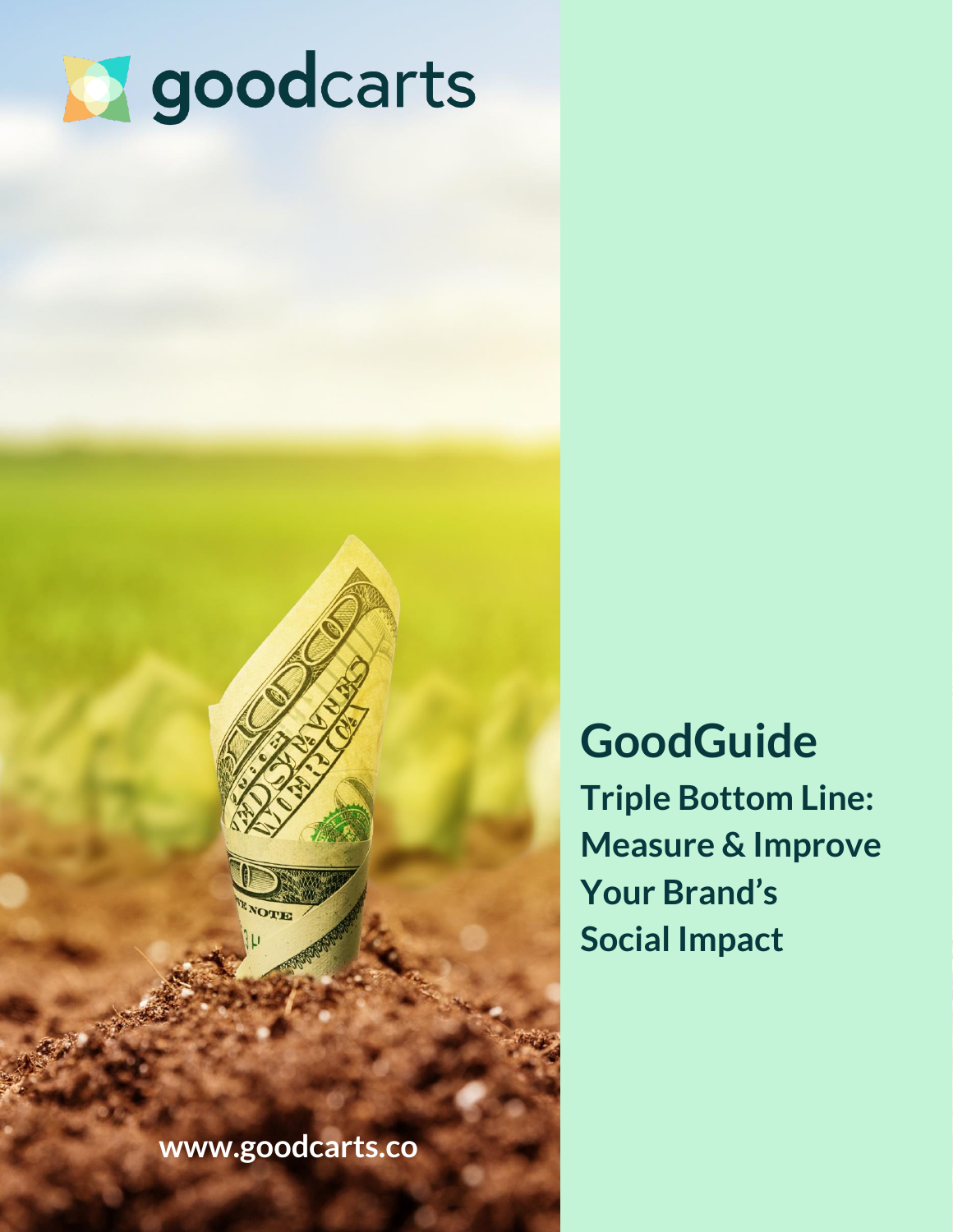goodcarts

# GoodGuide

## Triple Bottom Line: Measure & Improve Your Brand's Social Impact

www.goodcarts.co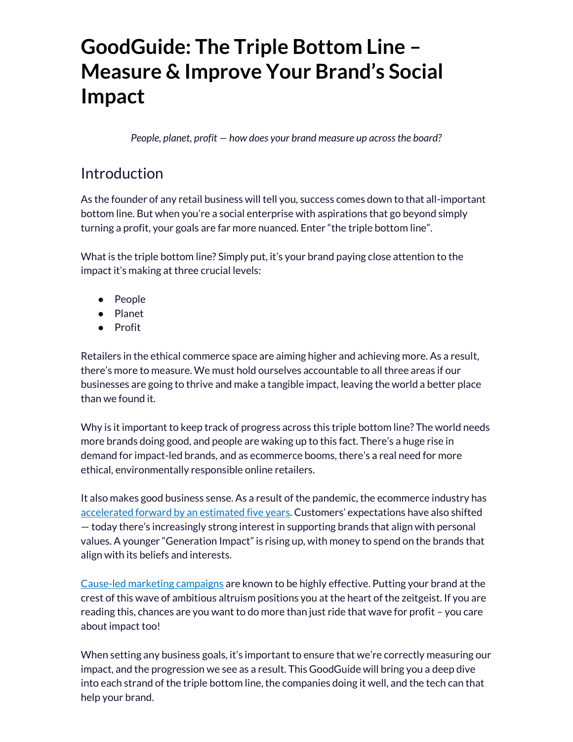# GoodGuide: The Triple Bottom Line – Measure & Improve Your Brand's Social Impact

*People, planet, profit — how does your brand measure up across the board?*

## Introduction

As the founder of any retail business will tell you, success comes down to that all-important bottom line. But when you're a social enterprise with aspirations that go beyond simply turning a profit, your goals are far more nuanced. Enter "the triple bottom line".

What is the triple bottom line? Simply put, it's your brand paying close attention to the impact it's making at three crucial levels:

- People
- Planet
- Profit

Retailers in the ethical commerce space are aiming higher and achieving more. As a result, there's more to measure. We must hold ourselves accountable to all three areas if our businesses are going to thrive and make a tangible impact, leaving the world a better place than we found it.

Why is it important to keep track of progress across this triple bottom line? The world needs more brands doing good, and people are waking up to this fact. There's a huge rise in demand for impact-led brands, and as ecommerce booms, there's a real need for more ethical, environmentally responsible online retailers.

It also makes good business sense. As a result of the pandemic, the ecommerce industry has accelerated forward by an estimated five years. Customers' expectations have also shifted — today there's increasingly strong interest in supporting brands that align with personal values. A younger "Generation Impact" is rising up, with money to spend on the brands that align with its beliefs and interests.

Cause-led marketing campaigns are known to be highly effective. Putting your brand at the crest of this wave of ambitious altruism positions you at the heart of the zeitgeist. If you are reading this, chances are you want to do more than just ride that wave for profit – you care about impact too!

When setting any business goals, it's important to ensure that we're correctly measuring our impact, and the progression we see as a result. This GoodGuide will bring you a deep dive into each strand of the triple bottom line, the companies doing it well, and the tech can that help your brand.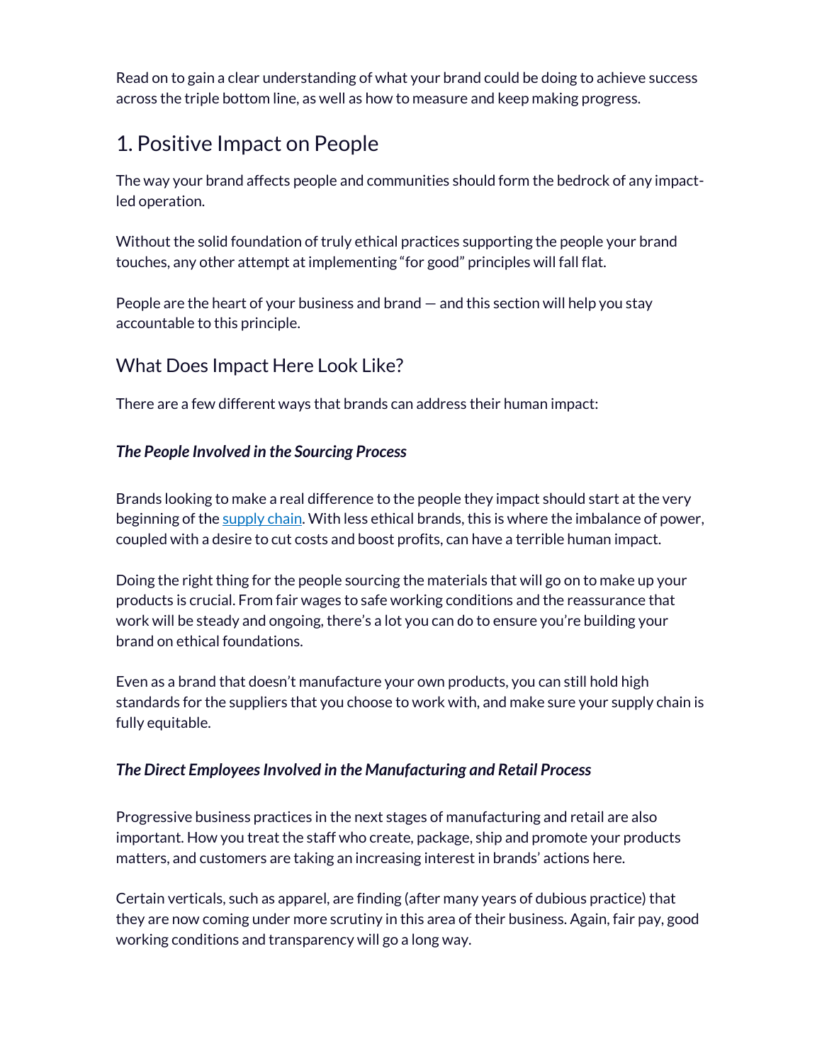Read on to gain a clear understanding of what your brand could be doing to achieve success across the triple bottom line, as well as how to measure and keep making progress.

## 1. Positive Impact on People

The way your brand affects people and communities should form the bedrock of any impact-led operation.

Without the solid foundation of truly ethical practices supporting the people your brand touches, any other attempt at implementing "for good" principles will fall flat.

People are the heart of your business and brand — and this section will help you stay accountable to this principle.

### What Does Impact Here Look Like?

There are a few different ways that brands can address their human impact:

***The People Involved in the Sourcing Process***

Brands looking to make a real difference to the people they impact should start at the very beginning of the supply chain. With less ethical brands, this is where the imbalance of power, coupled with a desire to cut costs and boost profits, can have a terrible human impact.

Doing the right thing for the people sourcing the materials that will go on to make up your products is crucial. From fair wages to safe working conditions and the reassurance that work will be steady and ongoing, there's a lot you can do to ensure you're building your brand on ethical foundations.

Even as a brand that doesn't manufacture your own products, you can still hold high standards for the suppliers that you choose to work with, and make sure your supply chain is fully equitable.

***The Direct Employees Involved in the Manufacturing and Retail Process***

Progressive business practices in the next stages of manufacturing and retail are also important. How you treat the staff who create, package, ship and promote your products matters, and customers are taking an increasing interest in brands' actions here.

Certain verticals, such as apparel, are finding (after many years of dubious practice) that they are now coming under more scrutiny in this area of their business. Again, fair pay, good working conditions and transparency will go a long way.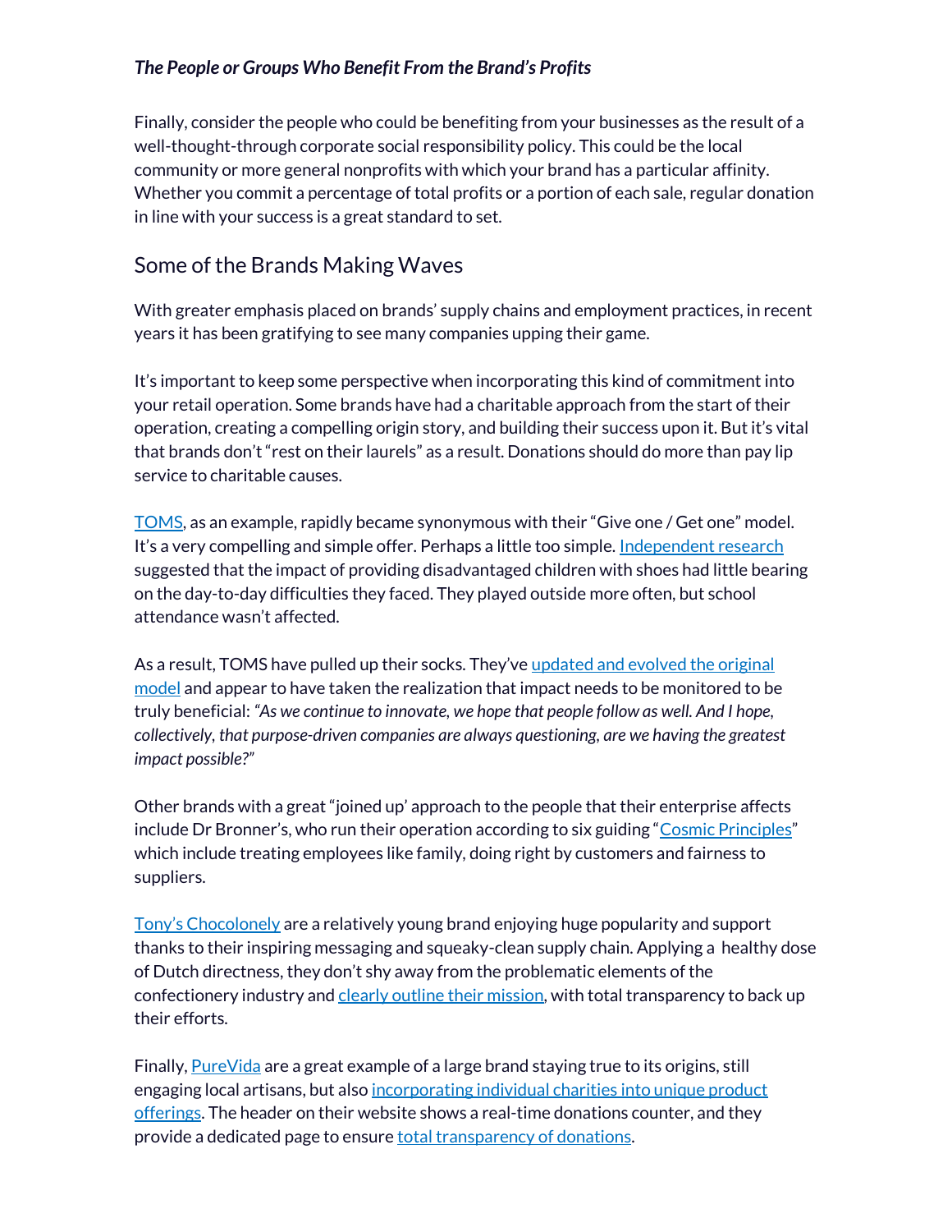### *The People or Groups Who Benefit From the Brand's Profits*

Finally, consider the people who could be benefiting from your businesses as the result of a well-thought-through corporate social responsibility policy. This could be the local community or more general nonprofits with which your brand has a particular affinity. Whether you commit a percentage of total profits or a portion of each sale, regular donation in line with your success is a great standard to set.

## Some of the Brands Making Waves

With greater emphasis placed on brands' supply chains and employment practices, in recent years it has been gratifying to see many companies upping their game.

It's important to keep some perspective when incorporating this kind of commitment into your retail operation. Some brands have had a charitable approach from the start of their operation, creating a compelling origin story, and building their success upon it. But it's vital that brands don't "rest on their laurels" as a result. Donations should do more than pay lip service to charitable causes.

TOMS, as an example, rapidly became synonymous with their "Give one / Get one" model. It's a very compelling and simple offer. Perhaps a little too simple. Independent research suggested that the impact of providing disadvantaged children with shoes had little bearing on the day-to-day difficulties they faced. They played outside more often, but school attendance wasn't affected.

As a result, TOMS have pulled up their socks. They've updated and evolved the original model and appear to have taken the realization that impact needs to be monitored to be truly beneficial: *"As we continue to innovate, we hope that people follow as well. And I hope, collectively, that purpose-driven companies are always questioning, are we having the greatest impact possible?"*

Other brands with a great "joined up' approach to the people that their enterprise affects include Dr Bronner's, who run their operation according to six guiding "Cosmic Principles" which include treating employees like family, doing right by customers and fairness to suppliers.

Tony's Chocolonely are a relatively young brand enjoying huge popularity and support thanks to their inspiring messaging and squeaky-clean supply chain. Applying a healthy dose of Dutch directness, they don't shy away from the problematic elements of the confectionery industry and clearly outline their mission, with total transparency to back up their efforts.

Finally, PureVida are a great example of a large brand staying true to its origins, still engaging local artisans, but also incorporating individual charities into unique product offerings. The header on their website shows a real-time donations counter, and they provide a dedicated page to ensure total transparency of donations.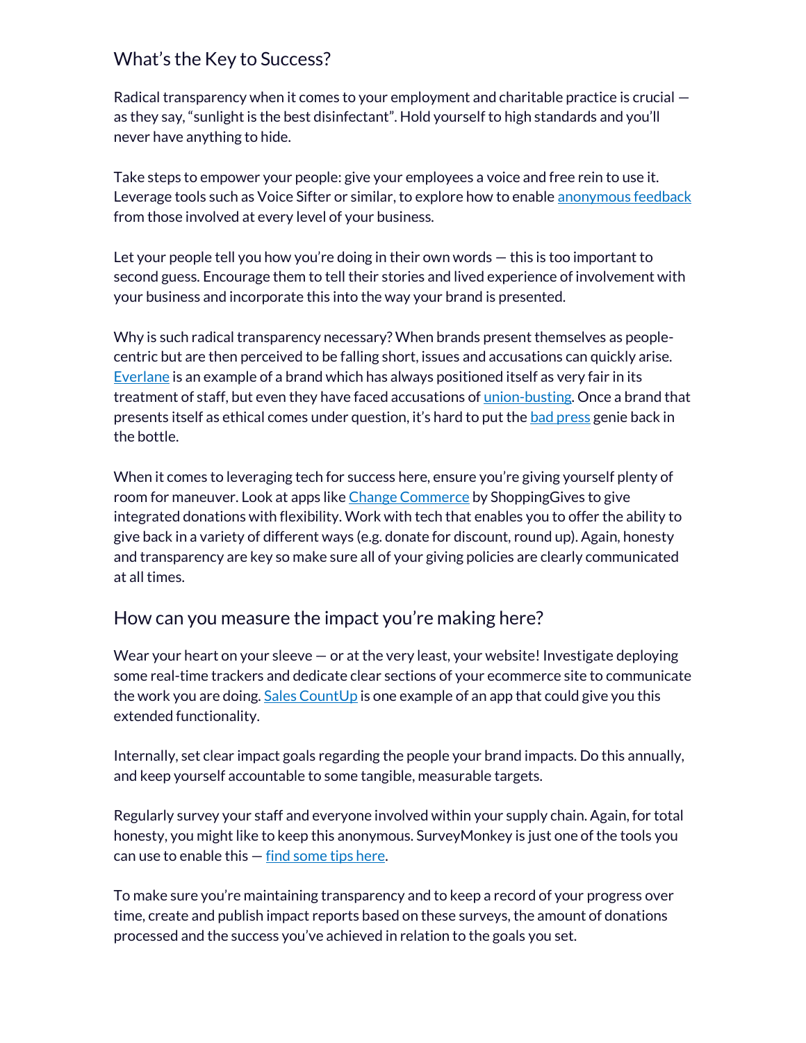## What's the Key to Success?

Radical transparency when it comes to your employment and charitable practice is crucial — as they say, "sunlight is the best disinfectant". Hold yourself to high standards and you'll never have anything to hide.

Take steps to empower your people: give your employees a voice and free rein to use it. Leverage tools such as Voice Sifter or similar, to explore how to enable anonymous feedback from those involved at every level of your business.

Let your people tell you how you're doing in their own words — this is too important to second guess. Encourage them to tell their stories and lived experience of involvement with your business and incorporate this into the way your brand is presented.

Why is such radical transparency necessary? When brands present themselves as people-centric but are then perceived to be falling short, issues and accusations can quickly arise. Everlane is an example of a brand which has always positioned itself as very fair in its treatment of staff, but even they have faced accusations of union-busting. Once a brand that presents itself as ethical comes under question, it's hard to put the bad press genie back in the bottle.

When it comes to leveraging tech for success here, ensure you're giving yourself plenty of room for maneuver. Look at apps like Change Commerce by ShoppingGives to give integrated donations with flexibility. Work with tech that enables you to offer the ability to give back in a variety of different ways (e.g. donate for discount, round up). Again, honesty and transparency are key so make sure all of your giving policies are clearly communicated at all times.

## How can you measure the impact you're making here?

Wear your heart on your sleeve — or at the very least, your website! Investigate deploying some real-time trackers and dedicate clear sections of your ecommerce site to communicate the work you are doing. Sales CountUp is one example of an app that could give you this extended functionality.

Internally, set clear impact goals regarding the people your brand impacts. Do this annually, and keep yourself accountable to some tangible, measurable targets.

Regularly survey your staff and everyone involved within your supply chain. Again, for total honesty, you might like to keep this anonymous. SurveyMonkey is just one of the tools you can use to enable this — find some tips here.

To make sure you're maintaining transparency and to keep a record of your progress over time, create and publish impact reports based on these surveys, the amount of donations processed and the success you've achieved in relation to the goals you set.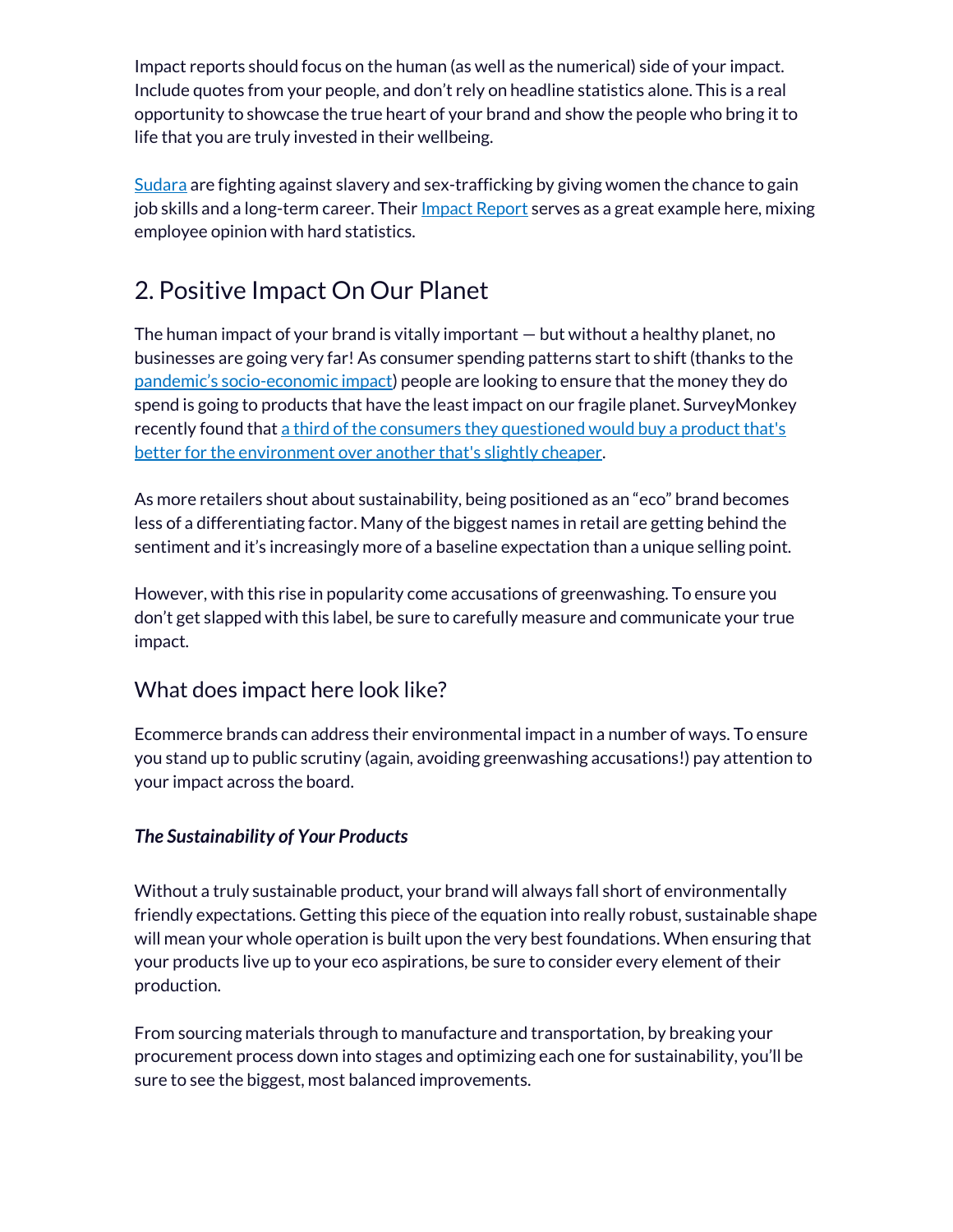Impact reports should focus on the human (as well as the numerical) side of your impact. Include quotes from your people, and don't rely on headline statistics alone. This is a real opportunity to showcase the true heart of your brand and show the people who bring it to life that you are truly invested in their wellbeing.

Sudara are fighting against slavery and sex-trafficking by giving women the chance to gain job skills and a long-term career. Their Impact Report serves as a great example here, mixing employee opinion with hard statistics.

## 2. Positive Impact On Our Planet

The human impact of your brand is vitally important — but without a healthy planet, no businesses are going very far! As consumer spending patterns start to shift (thanks to the pandemic's socio-economic impact) people are looking to ensure that the money they do spend is going to products that have the least impact on our fragile planet. SurveyMonkey recently found that a third of the consumers they questioned would buy a product that's better for the environment over another that's slightly cheaper.

As more retailers shout about sustainability, being positioned as an "eco" brand becomes less of a differentiating factor. Many of the biggest names in retail are getting behind the sentiment and it's increasingly more of a baseline expectation than a unique selling point.

However, with this rise in popularity come accusations of greenwashing. To ensure you don't get slapped with this label, be sure to carefully measure and communicate your true impact.

### What does impact here look like?

Ecommerce brands can address their environmental impact in a number of ways. To ensure you stand up to public scrutiny (again, avoiding greenwashing accusations!) pay attention to your impact across the board.

***The Sustainability of Your Products***

Without a truly sustainable product, your brand will always fall short of environmentally friendly expectations. Getting this piece of the equation into really robust, sustainable shape will mean your whole operation is built upon the very best foundations. When ensuring that your products live up to your eco aspirations, be sure to consider every element of their production.

From sourcing materials through to manufacture and transportation, by breaking your procurement process down into stages and optimizing each one for sustainability, you'll be sure to see the biggest, most balanced improvements.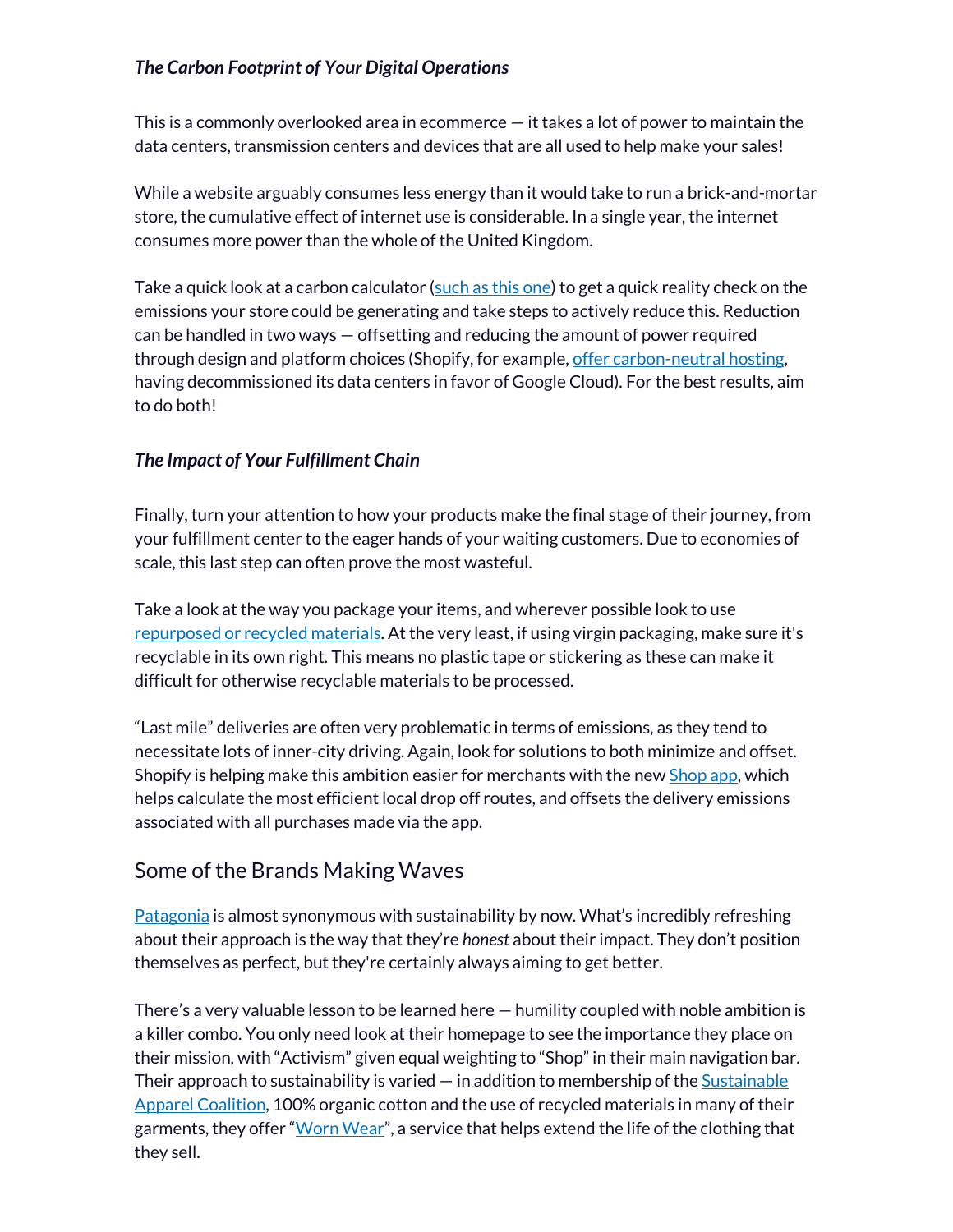### *The Carbon Footprint of Your Digital Operations*

This is a commonly overlooked area in ecommerce — it takes a lot of power to maintain the data centers, transmission centers and devices that are all used to help make your sales!

While a website arguably consumes less energy than it would take to run a brick-and-mortar store, the cumulative effect of internet use is considerable. In a single year, the internet consumes more power than the whole of the United Kingdom.

Take a quick look at a carbon calculator (such as this one) to get a quick reality check on the emissions your store could be generating and take steps to actively reduce this. Reduction can be handled in two ways — offsetting and reducing the amount of power required through design and platform choices (Shopify, for example, offer carbon-neutral hosting, having decommissioned its data centers in favor of Google Cloud). For the best results, aim to do both!

### *The Impact of Your Fulfillment Chain*

Finally, turn your attention to how your products make the final stage of their journey, from your fulfillment center to the eager hands of your waiting customers. Due to economies of scale, this last step can often prove the most wasteful.

Take a look at the way you package your items, and wherever possible look to use repurposed or recycled materials. At the very least, if using virgin packaging, make sure it's recyclable in its own right. This means no plastic tape or stickering as these can make it difficult for otherwise recyclable materials to be processed.

"Last mile" deliveries are often very problematic in terms of emissions, as they tend to necessitate lots of inner-city driving. Again, look for solutions to both minimize and offset. Shopify is helping make this ambition easier for merchants with the new Shop app, which helps calculate the most efficient local drop off routes, and offsets the delivery emissions associated with all purchases made via the app.

## Some of the Brands Making Waves

Patagonia is almost synonymous with sustainability by now. What's incredibly refreshing about their approach is the way that they're *honest* about their impact. They don't position themselves as perfect, but they're certainly always aiming to get better.

There's a very valuable lesson to be learned here — humility coupled with noble ambition is a killer combo. You only need look at their homepage to see the importance they place on their mission, with "Activism" given equal weighting to "Shop" in their main navigation bar. Their approach to sustainability is varied — in addition to membership of the Sustainable Apparel Coalition, 100% organic cotton and the use of recycled materials in many of their garments, they offer "Worn Wear", a service that helps extend the life of the clothing that they sell.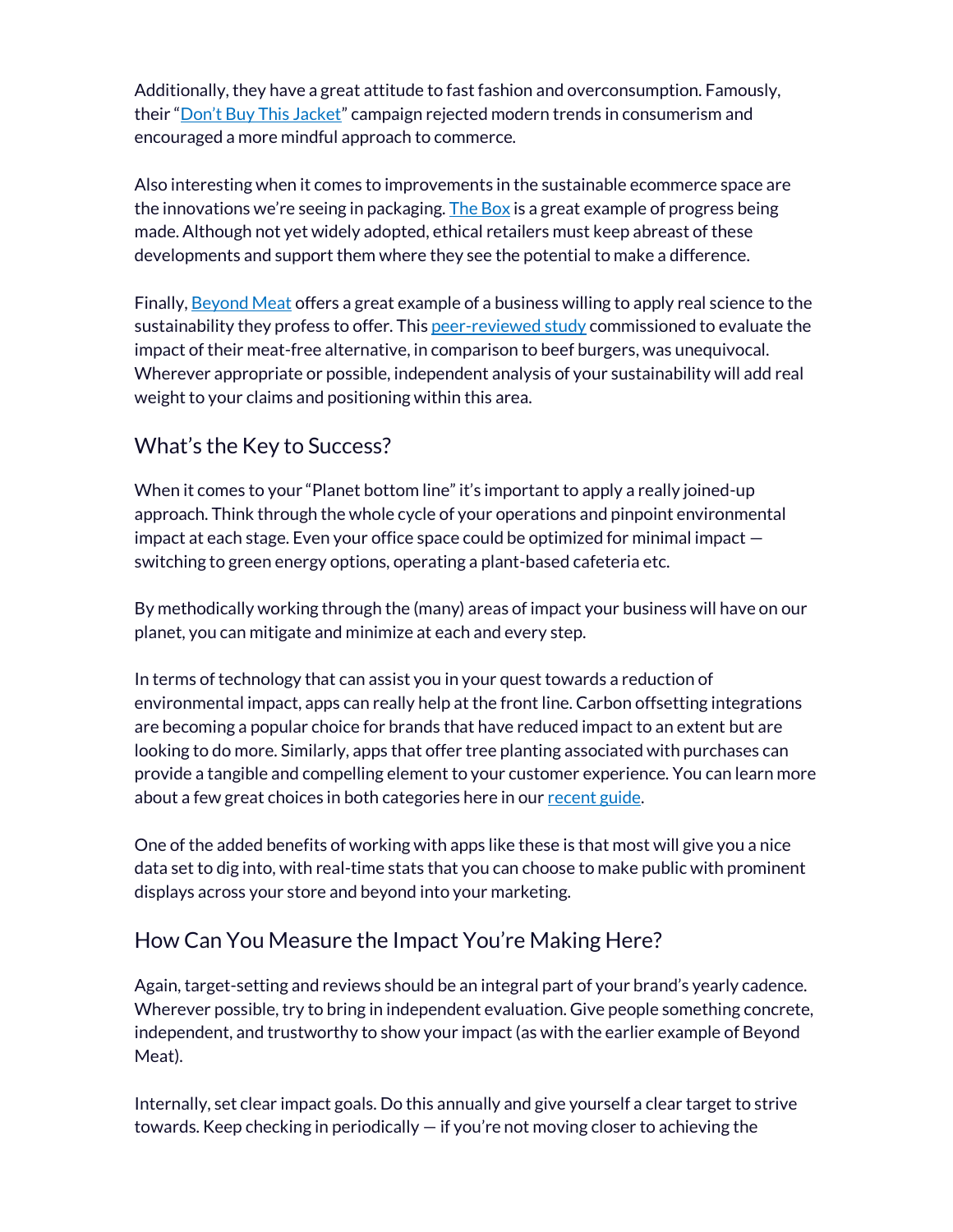Additionally, they have a great attitude to fast fashion and overconsumption. Famously, their "[Don't Buy This Jacket]" campaign rejected modern trends in consumerism and encouraged a more mindful approach to commerce.

Also interesting when it comes to improvements in the sustainable ecommerce space are the innovations we're seeing in packaging. [The Box] is a great example of progress being made. Although not yet widely adopted, ethical retailers must keep abreast of these developments and support them where they see the potential to make a difference.

Finally, [Beyond Meat] offers a great example of a business willing to apply real science to the sustainability they profess to offer. This [peer-reviewed study] commissioned to evaluate the impact of their meat-free alternative, in comparison to beef burgers, was unequivocal. Wherever appropriate or possible, independent analysis of your sustainability will add real weight to your claims and positioning within this area.

## What's the Key to Success?

When it comes to your "Planet bottom line" it's important to apply a really joined-up approach. Think through the whole cycle of your operations and pinpoint environmental impact at each stage. Even your office space could be optimized for minimal impact — switching to green energy options, operating a plant-based cafeteria etc.

By methodically working through the (many) areas of impact your business will have on our planet, you can mitigate and minimize at each and every step.

In terms of technology that can assist you in your quest towards a reduction of environmental impact, apps can really help at the front line. Carbon offsetting integrations are becoming a popular choice for brands that have reduced impact to an extent but are looking to do more. Similarly, apps that offer tree planting associated with purchases can provide a tangible and compelling element to your customer experience. You can learn more about a few great choices in both categories here in our [recent guide].

One of the added benefits of working with apps like these is that most will give you a nice data set to dig into, with real-time stats that you can choose to make public with prominent displays across your store and beyond into your marketing.

## How Can You Measure the Impact You're Making Here?

Again, target-setting and reviews should be an integral part of your brand's yearly cadence. Wherever possible, try to bring in independent evaluation. Give people something concrete, independent, and trustworthy to show your impact (as with the earlier example of Beyond Meat).

Internally, set clear impact goals. Do this annually and give yourself a clear target to strive towards. Keep checking in periodically — if you're not moving closer to achieving the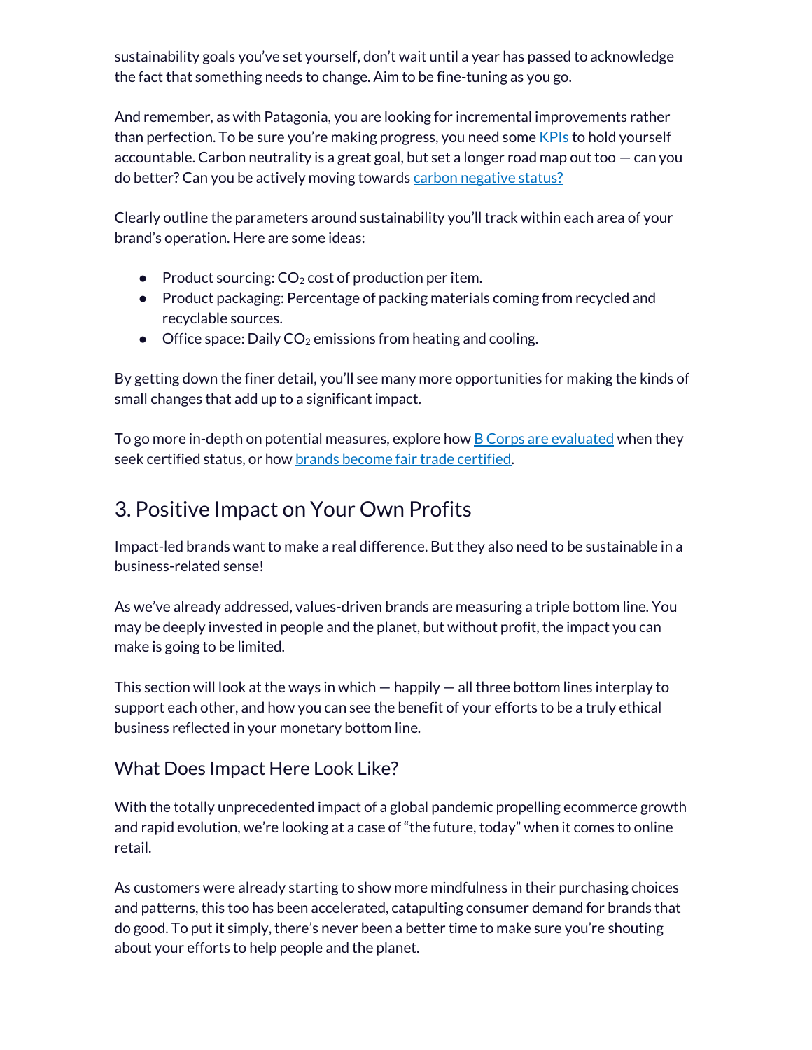sustainability goals you've set yourself, don't wait until a year has passed to acknowledge the fact that something needs to change. Aim to be fine-tuning as you go.

And remember, as with Patagonia, you are looking for incremental improvements rather than perfection. To be sure you're making progress, you need some [KPIs] to hold yourself accountable. Carbon neutrality is a great goal, but set a longer road map out too — can you do better? Can you be actively moving towards [carbon negative status?]

Clearly outline the parameters around sustainability you'll track within each area of your brand's operation. Here are some ideas:

- Product sourcing: $CO_2$ cost of production per item.
- Product packaging: Percentage of packing materials coming from recycled and recyclable sources.
- Office space: Daily $CO_2$ emissions from heating and cooling.

By getting down the finer detail, you'll see many more opportunities for making the kinds of small changes that add up to a significant impact.

To go more in-depth on potential measures, explore how [B Corps are evaluated] when they seek certified status, or how [brands become fair trade certified].

## 3. Positive Impact on Your Own Profits

Impact-led brands want to make a real difference. But they also need to be sustainable in a business-related sense!

As we've already addressed, values-driven brands are measuring a triple bottom line. You may be deeply invested in people and the planet, but without profit, the impact you can make is going to be limited.

This section will look at the ways in which — happily — all three bottom lines interplay to support each other, and how you can see the benefit of your efforts to be a truly ethical business reflected in your monetary bottom line.

### What Does Impact Here Look Like?

With the totally unprecedented impact of a global pandemic propelling ecommerce growth and rapid evolution, we're looking at a case of "the future, today" when it comes to online retail.

As customers were already starting to show more mindfulness in their purchasing choices and patterns, this too has been accelerated, catapulting consumer demand for brands that do good. To put it simply, there's never been a better time to make sure you're shouting about your efforts to help people and the planet.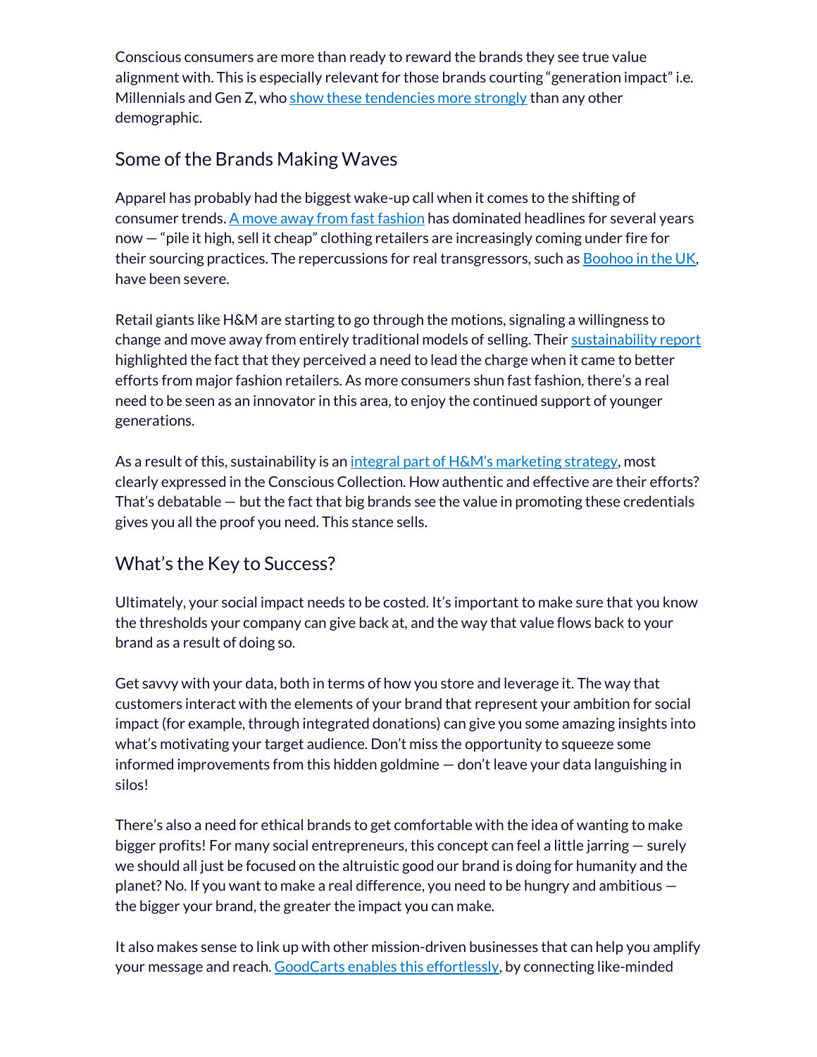Conscious consumers are more than ready to reward the brands they see true value alignment with. This is especially relevant for those brands courting "generation impact" i.e. Millennials and Gen Z, who show these tendencies more strongly than any other demographic.

## Some of the Brands Making Waves

Apparel has probably had the biggest wake-up call when it comes to the shifting of consumer trends. A move away from fast fashion has dominated headlines for several years now — "pile it high, sell it cheap" clothing retailers are increasingly coming under fire for their sourcing practices. The repercussions for real transgressors, such as Boohoo in the UK, have been severe.

Retail giants like H&M are starting to go through the motions, signaling a willingness to change and move away from entirely traditional models of selling. Their sustainability report highlighted the fact that they perceived a need to lead the charge when it came to better efforts from major fashion retailers. As more consumers shun fast fashion, there's a real need to be seen as an innovator in this area, to enjoy the continued support of younger generations.

As a result of this, sustainability is an integral part of H&M's marketing strategy, most clearly expressed in the Conscious Collection. How authentic and effective are their efforts? That's debatable — but the fact that big brands see the value in promoting these credentials gives you all the proof you need. This stance sells.

## What's the Key to Success?

Ultimately, your social impact needs to be costed. It's important to make sure that you know the thresholds your company can give back at, and the way that value flows back to your brand as a result of doing so.

Get savvy with your data, both in terms of how you store and leverage it. The way that customers interact with the elements of your brand that represent your ambition for social impact (for example, through integrated donations) can give you some amazing insights into what's motivating your target audience. Don't miss the opportunity to squeeze some informed improvements from this hidden goldmine — don't leave your data languishing in silos!

There's also a need for ethical brands to get comfortable with the idea of wanting to make bigger profits! For many social entrepreneurs, this concept can feel a little jarring — surely we should all just be focused on the altruistic good our brand is doing for humanity and the planet? No. If you want to make a real difference, you need to be hungry and ambitious — the bigger your brand, the greater the impact you can make.

It also makes sense to link up with other mission-driven businesses that can help you amplify your message and reach. GoodCarts enables this effortlessly, by connecting like-minded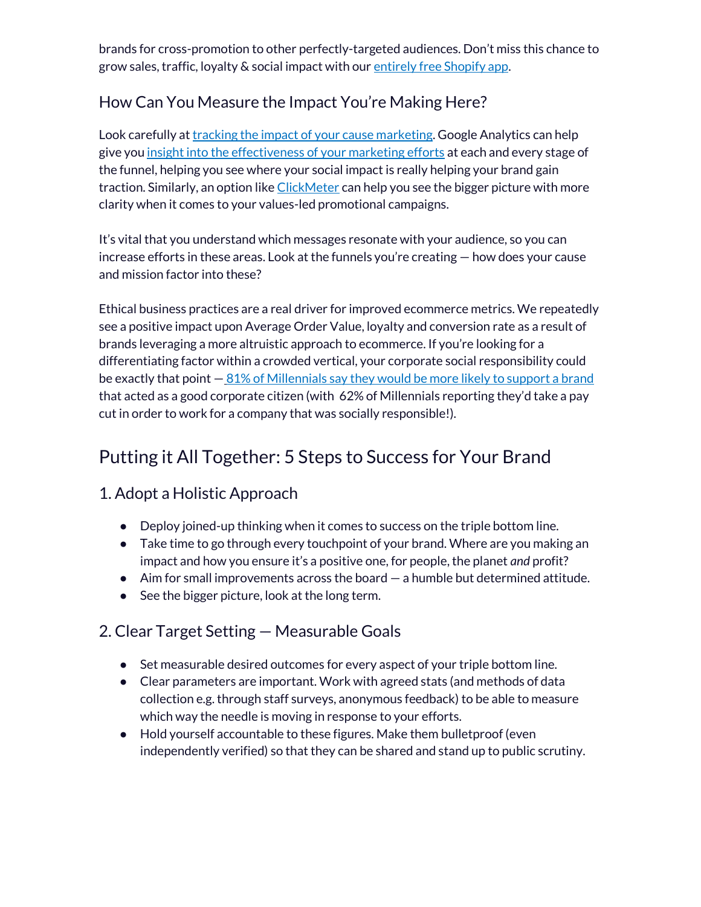brands for cross-promotion to other perfectly-targeted audiences. Don't miss this chance to grow sales, traffic, loyalty & social impact with our entirely free Shopify app.

### How Can You Measure the Impact You're Making Here?

Look carefully at tracking the impact of your cause marketing. Google Analytics can help give you insight into the effectiveness of your marketing efforts at each and every stage of the funnel, helping you see where your social impact is really helping your brand gain traction. Similarly, an option like ClickMeter can help you see the bigger picture with more clarity when it comes to your values-led promotional campaigns.

It's vital that you understand which messages resonate with your audience, so you can increase efforts in these areas. Look at the funnels you're creating — how does your cause and mission factor into these?

Ethical business practices are a real driver for improved ecommerce metrics. We repeatedly see a positive impact upon Average Order Value, loyalty and conversion rate as a result of brands leveraging a more altruistic approach to ecommerce. If you're looking for a differentiating factor within a crowded vertical, your corporate social responsibility could be exactly that point — 81% of Millennials say they would be more likely to support a brand that acted as a good corporate citizen (with 62% of Millennials reporting they'd take a pay cut in order to work for a company that was socially responsible!).

## Putting it All Together: 5 Steps to Success for Your Brand

### 1. Adopt a Holistic Approach

- Deploy joined-up thinking when it comes to success on the triple bottom line.
- Take time to go through every touchpoint of your brand. Where are you making an impact and how you ensure it's a positive one, for people, the planet *and* profit?
- Aim for small improvements across the board — a humble but determined attitude.
- See the bigger picture, look at the long term.

### 2. Clear Target Setting — Measurable Goals

- Set measurable desired outcomes for every aspect of your triple bottom line.
- Clear parameters are important. Work with agreed stats (and methods of data collection e.g. through staff surveys, anonymous feedback) to be able to measure which way the needle is moving in response to your efforts.
- Hold yourself accountable to these figures. Make them bulletproof (even independently verified) so that they can be shared and stand up to public scrutiny.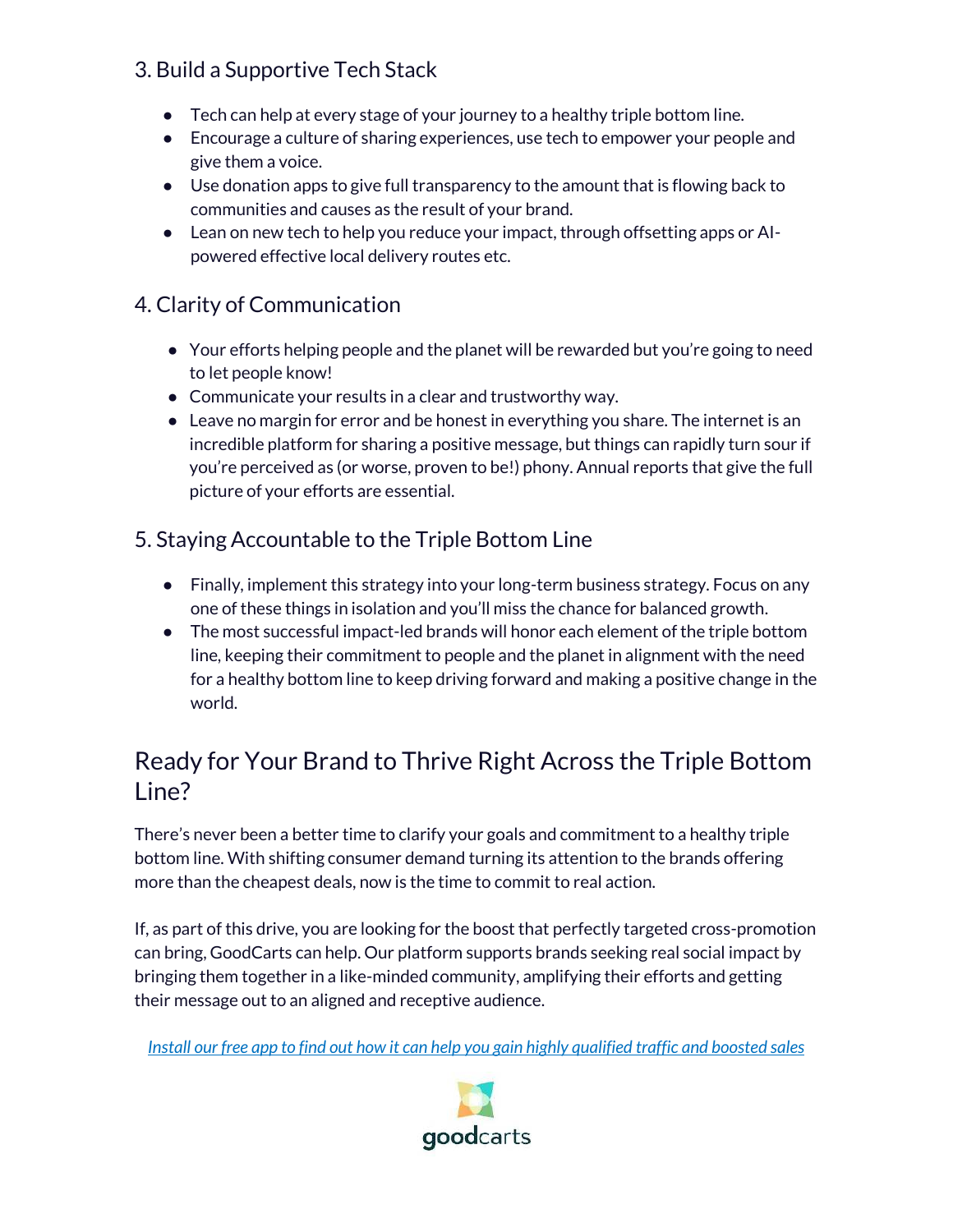### 3. Build a Supportive Tech Stack

- Tech can help at every stage of your journey to a healthy triple bottom line.
- Encourage a culture of sharing experiences, use tech to empower your people and give them a voice.
- Use donation apps to give full transparency to the amount that is flowing back to communities and causes as the result of your brand.
- Lean on new tech to help you reduce your impact, through offsetting apps or AI-powered effective local delivery routes etc.

### 4. Clarity of Communication

- Your efforts helping people and the planet will be rewarded but you're going to need to let people know!
- Communicate your results in a clear and trustworthy way.
- Leave no margin for error and be honest in everything you share. The internet is an incredible platform for sharing a positive message, but things can rapidly turn sour if you're perceived as (or worse, proven to be!) phony. Annual reports that give the full picture of your efforts are essential.

### 5. Staying Accountable to the Triple Bottom Line

- Finally, implement this strategy into your long-term business strategy. Focus on any one of these things in isolation and you'll miss the chance for balanced growth.
- The most successful impact-led brands will honor each element of the triple bottom line, keeping their commitment to people and the planet in alignment with the need for a healthy bottom line to keep driving forward and making a positive change in the world.

## Ready for Your Brand to Thrive Right Across the Triple Bottom Line?

There's never been a better time to clarify your goals and commitment to a healthy triple bottom line. With shifting consumer demand turning its attention to the brands offering more than the cheapest deals, now is the time to commit to real action.

If, as part of this drive, you are looking for the boost that perfectly targeted cross-promotion can bring, GoodCarts can help. Our platform supports brands seeking real social impact by bringing them together in a like-minded community, amplifying their efforts and getting their message out to an aligned and receptive audience.

*Install our free app to find out how it can help you gain highly qualified traffic and boosted sales*

goodcarts